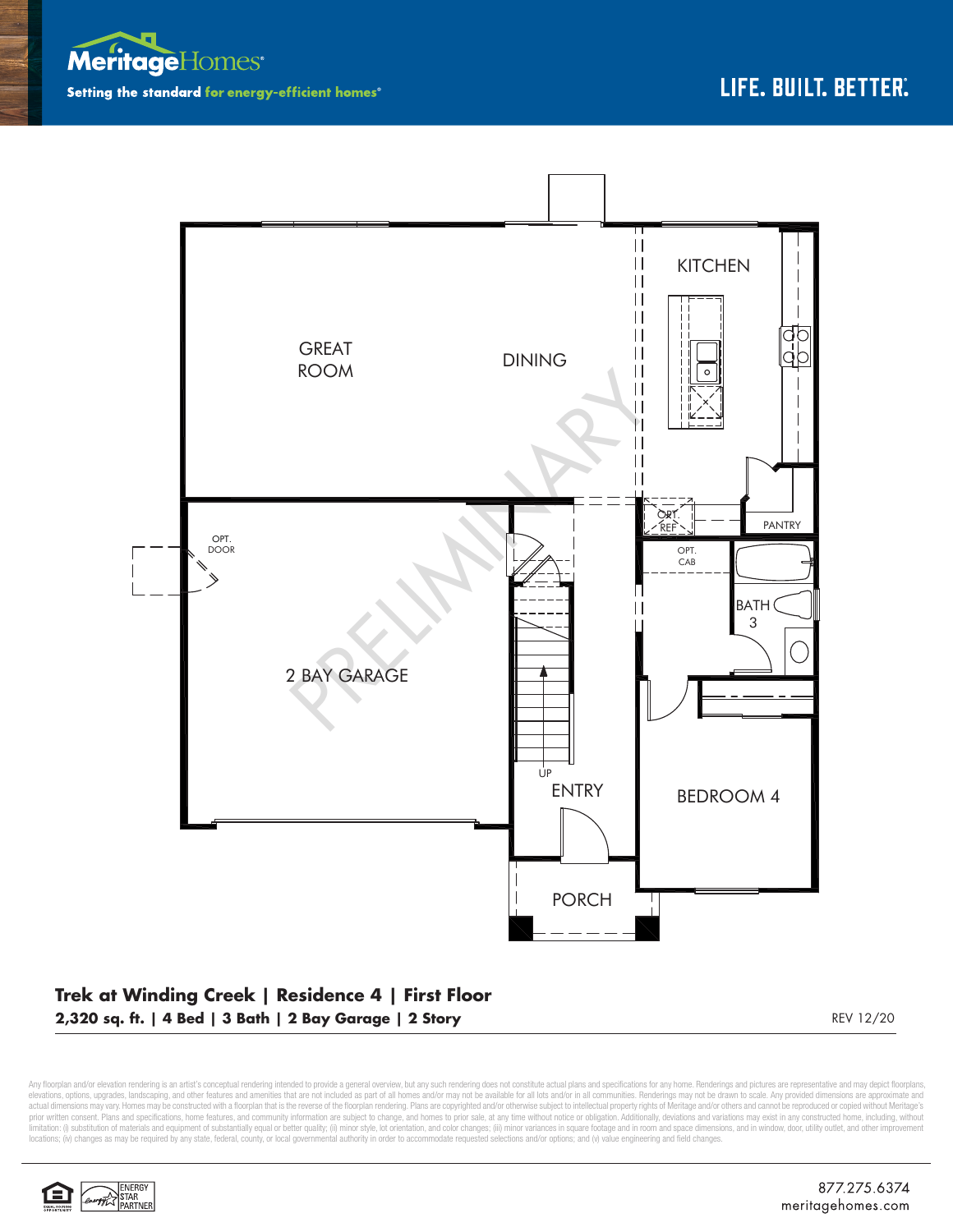MeritageHomes®

Setting the standard for energy-efficient homes®

LIFE. BUILT. BETTER.®

KITCHEN

GREAT ROOM

DINING

OPT. REF

PANTRY

OPT. DOOR

OPT. CAB

BATH 3

2 BAY GARAGE

UP

ENTRY

BEDROOM 4

PORCH

PRELIMINARY

## Trek at Winding Creek | Residence 4 | First Floor

**2,320 sq. ft. | 4 Bed | 3 Bath | 2 Bay Garage | 2 Story**

REV 12/20

Any floorplan and/or elevation rendering is an artist's conceptual rendering intended to provide a general overview, but any such rendering does not constitute actual plans and specifications for any home. Renderings and pictures are representative and may depict floorplans, elevations, options, upgrades, landscaping, and other features and amenities that are not included as part of all homes and/or may not be available for all lots and/or in all communities. Renderings may not be drawn to scale. Any provided dimensions are approximate and actual dimensions may vary. Homes may be constructed with a floorplan that is the reverse of the floorplan rendering. Plans are copyrighted and/or otherwise subject to intellectual property rights of Meritage and/or others and cannot be reproduced or copied without Meritage's prior written consent. Plans and specifications, home features, and community information are subject to change, and homes to prior sale, at any time without notice or obligation. Additionally, deviations and variations may exist in any constructed home, including, without limitation: (i) substitution of materials and equipment of substantially equal or better quality; (ii) minor style, lot orientation, and color changes; (iii) minor variances in square footage and in room and space dimensions, and in window, door, utility outlet, and other improvement locations; (iv) changes as may be required by any state, federal, county, or local governmental authority in order to accommodate requested selections and/or options; and (v) value engineering and field changes.

ENERGY STAR PARTNER

877.275.6374
meritagehomes.com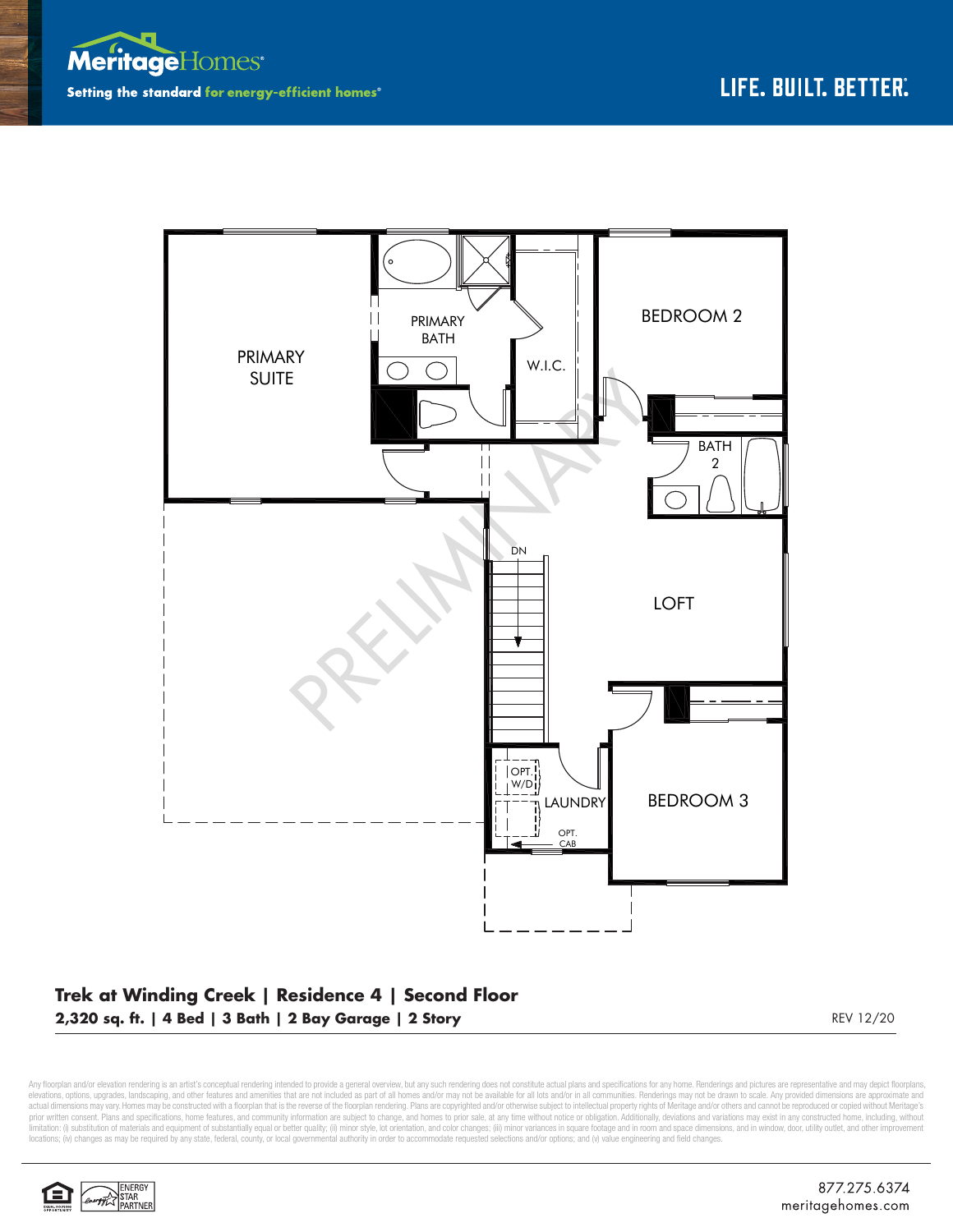MeritageHomes®

Setting the standard for energy-efficient homes®

LIFE. BUILT. BETTER.

PRIMARY SUITE

PRIMARY BATH

W.I.C.

BEDROOM 2

BATH 2

DN

LOFT

OPT. W/D

LAUNDRY

OPT. CAB

BEDROOM 3

PRELIMINARY

**Trek at Winding Creek | Residence 4 | Second Floor**

**2,320 sq. ft. | 4 Bed | 3 Bath | 2 Bay Garage | 2 Story**

REV 12/20

Any floorplan and/or elevation rendering is an artist's conceptual rendering intended to provide a general overview, but any such rendering does not constitute actual plans and specifications for any home. Renderings and pictures are representative and may depict floorplans, elevations, options, upgrades, landscaping, and other features and amenities that are not included as part of all homes and/or may not be available for all lots and/or in all communities. Renderings may not be drawn to scale. Any provided dimensions are approximate and actual dimensions may vary. Homes may be constructed with a floorplan that is the reverse of the floorplan rendering. Plans are copyrighted and/or otherwise subject to intellectual property rights of Meritage and/or others and cannot be reproduced or copied without Meritage's prior written consent. Plans and specifications, home features, and community information are subject to change, and homes to prior sale, at any time without notice or obligation. Additionally, deviations and variations may exist in any constructed home, including, without limitation: (i) substitution of materials and equipment of substantially equal or better quality; (ii) minor style, lot orientation, and color changes; (iii) minor variances in square footage and in room and space dimensions, and in window, door, utility outlet, and other improvement locations; (iv) changes as may be required by any state, federal, county, or local governmental authority in order to accommodate requested selections and/or options; and (v) value engineering and field changes.

ENERGY STAR PARTNER

877.275.6374
meritagehomes.com